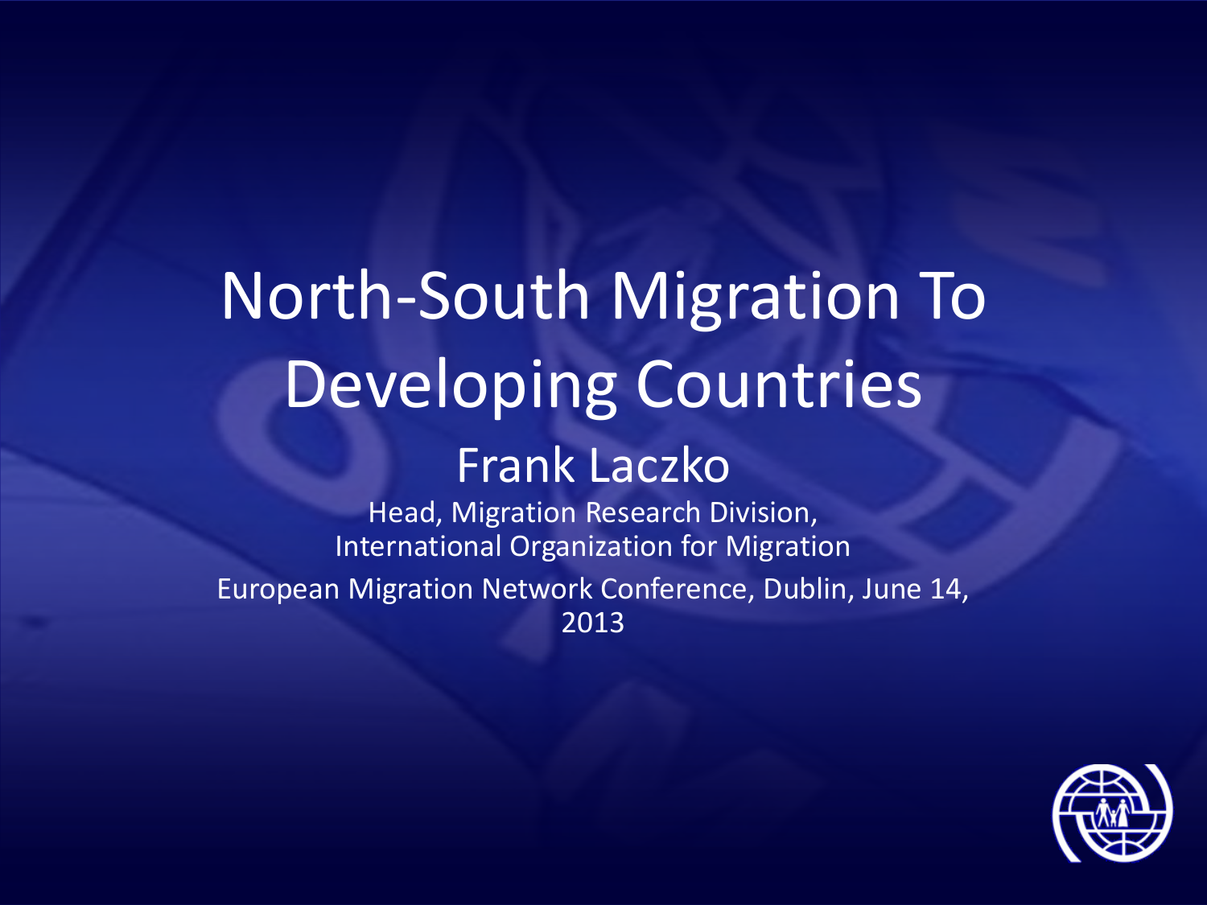# North-South Migration To Developing Countries

## Frank Laczko

Head, Migration Research Division,
International Organization for Migration

European Migration Network Conference, Dublin, June 14, 2013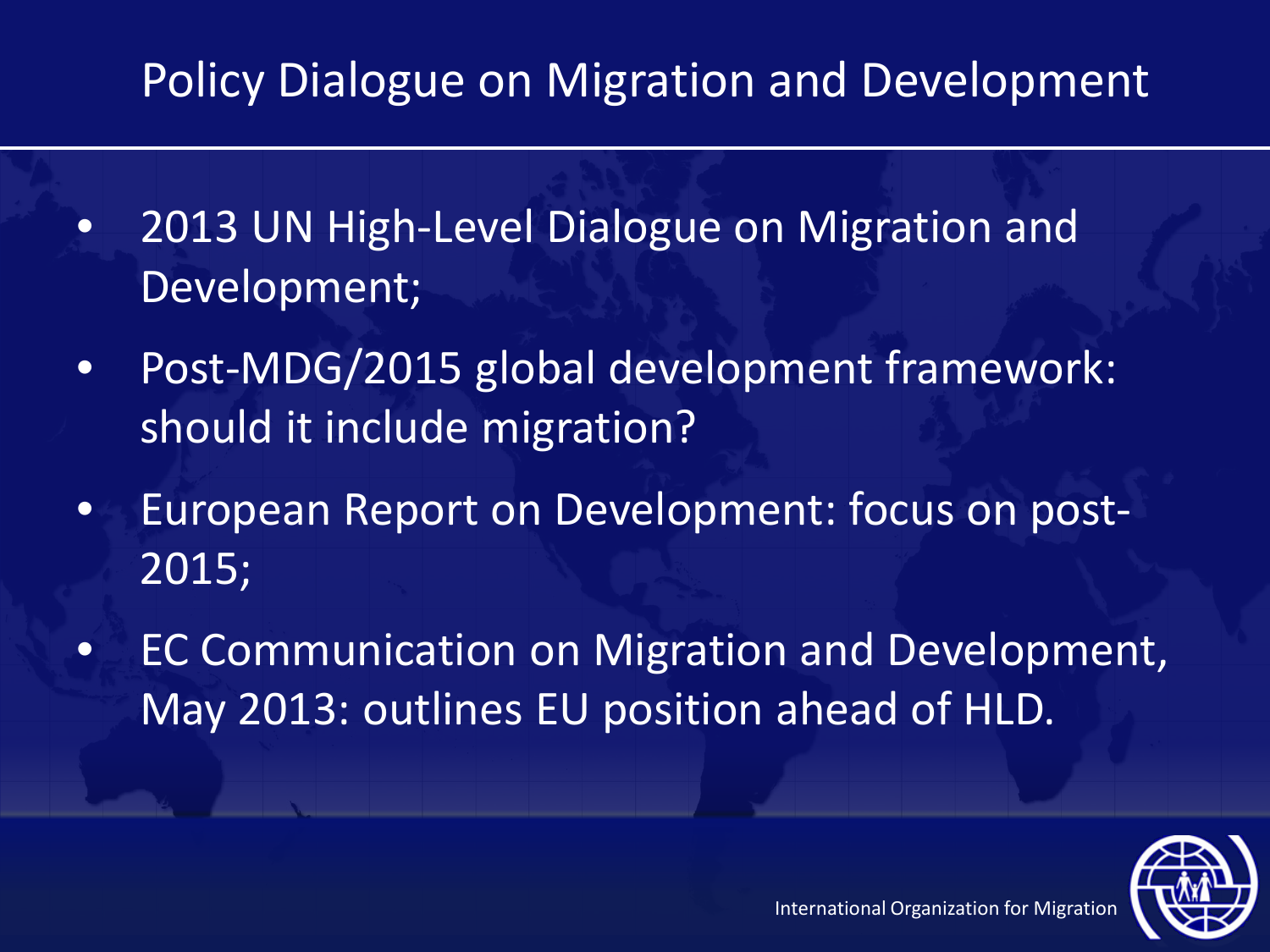# Policy Dialogue on Migration and Development

- 2013 UN High-Level Dialogue on Migration and Development;
- Post-MDG/2015 global development framework: should it include migration?
- European Report on Development: focus on post-2015;
- EC Communication on Migration and Development, May 2013: outlines EU position ahead of HLD.

International Organization for Migration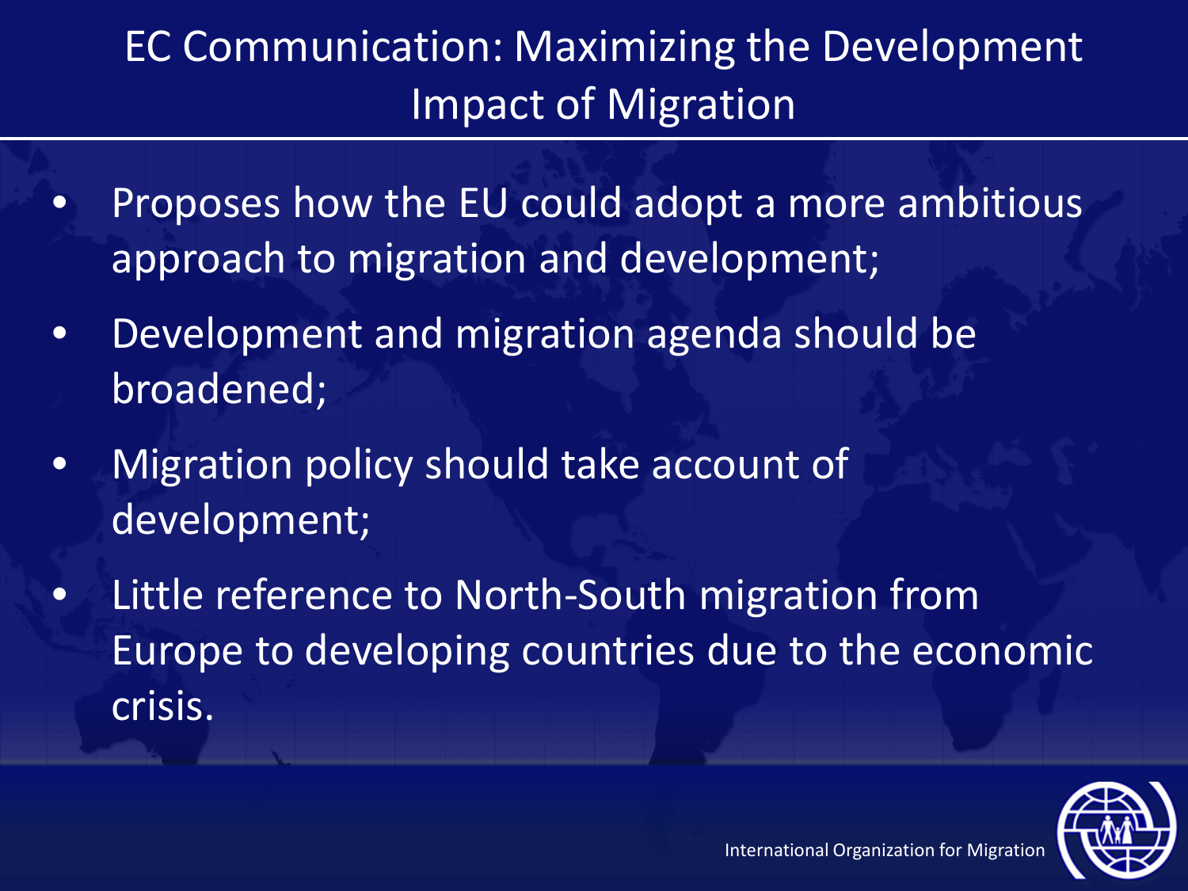# EC Communication: Maximizing the Development Impact of Migration

- Proposes how the EU could adopt a more ambitious approach to migration and development;
- Development and migration agenda should be broadened;
- Migration policy should take account of development;
- Little reference to North-South migration from Europe to developing countries due to the economic crisis.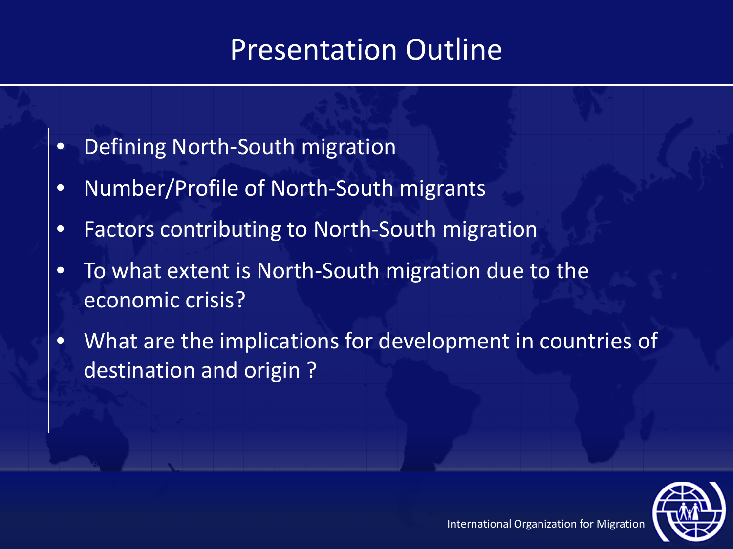# Presentation Outline

- Defining North-South migration
- Number/Profile of North-South migrants
- Factors contributing to North-South migration
- To what extent is North-South migration due to the economic crisis?
- What are the implications for development in countries of destination and origin ?

International Organization for Migration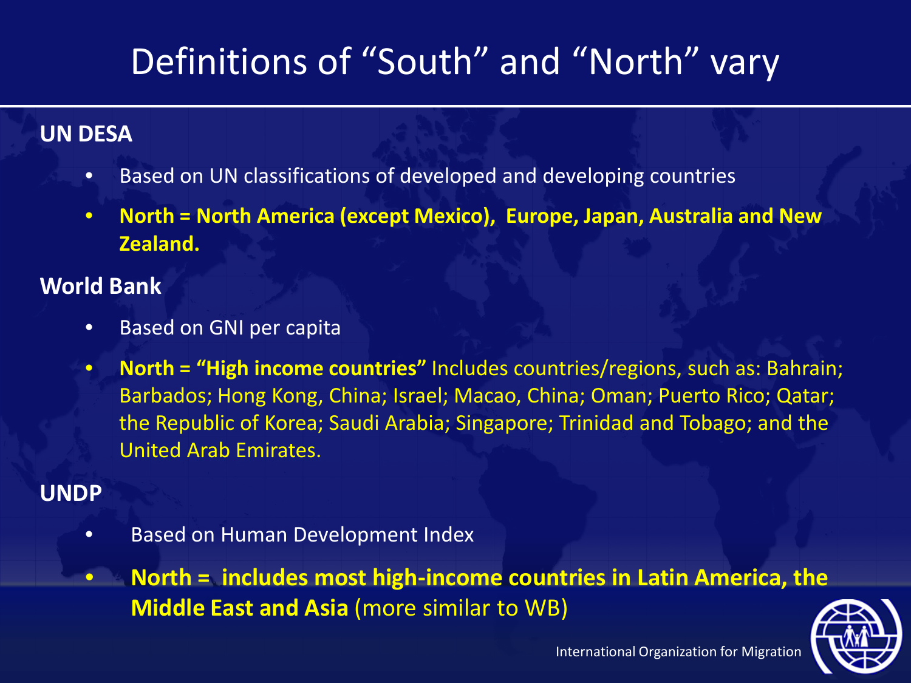# Definitions of "South" and "North" vary

**UN DESA**

- Based on UN classifications of developed and developing countries
- **North = North America (except Mexico), Europe, Japan, Australia and New Zealand.**

**World Bank**

- Based on GNI per capita
- **North = "High income countries"** Includes countries/regions, such as: Bahrain; Barbados; Hong Kong, China; Israel; Macao, China; Oman; Puerto Rico; Qatar; the Republic of Korea; Saudi Arabia; Singapore; Trinidad and Tobago; and the United Arab Emirates.

**UNDP**

- Based on Human Development Index
- **North = includes most high-income countries in Latin America, the Middle East and Asia** (more similar to WB)

International Organization for Migration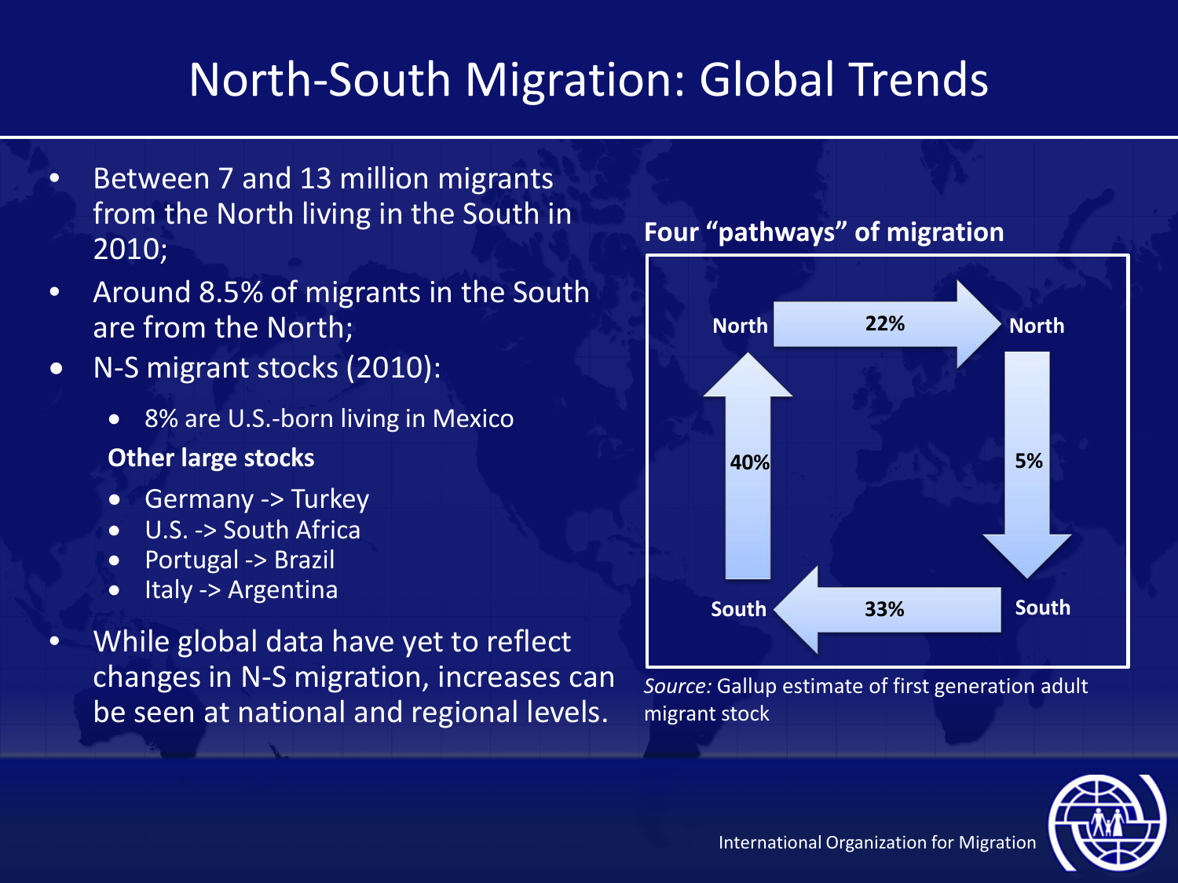# North-South Migration: Global Trends

- Between 7 and 13 million migrants from the North living in the South in 2010;
- Around 8.5% of migrants in the South are from the North;
- N-S migrant stocks (2010):
  - 8% are U.S.-born living in Mexico

  **Other large stocks**

  - Germany -> Turkey
  - U.S. -> South Africa
  - Portugal -> Brazil
  - Italy -> Argentina
- While global data have yet to reflect changes in N-S migration, increases can be seen at national and regional levels.

**Four "pathways" of migration**

| Pathway | Share |
| --- | --- |
| North -> North | 22% |
| North -> South | 5% |
| South -> South | 33% |
| South -> North | 40% |

*Source:* Gallup estimate of first generation adult migrant stock

International Organization for Migration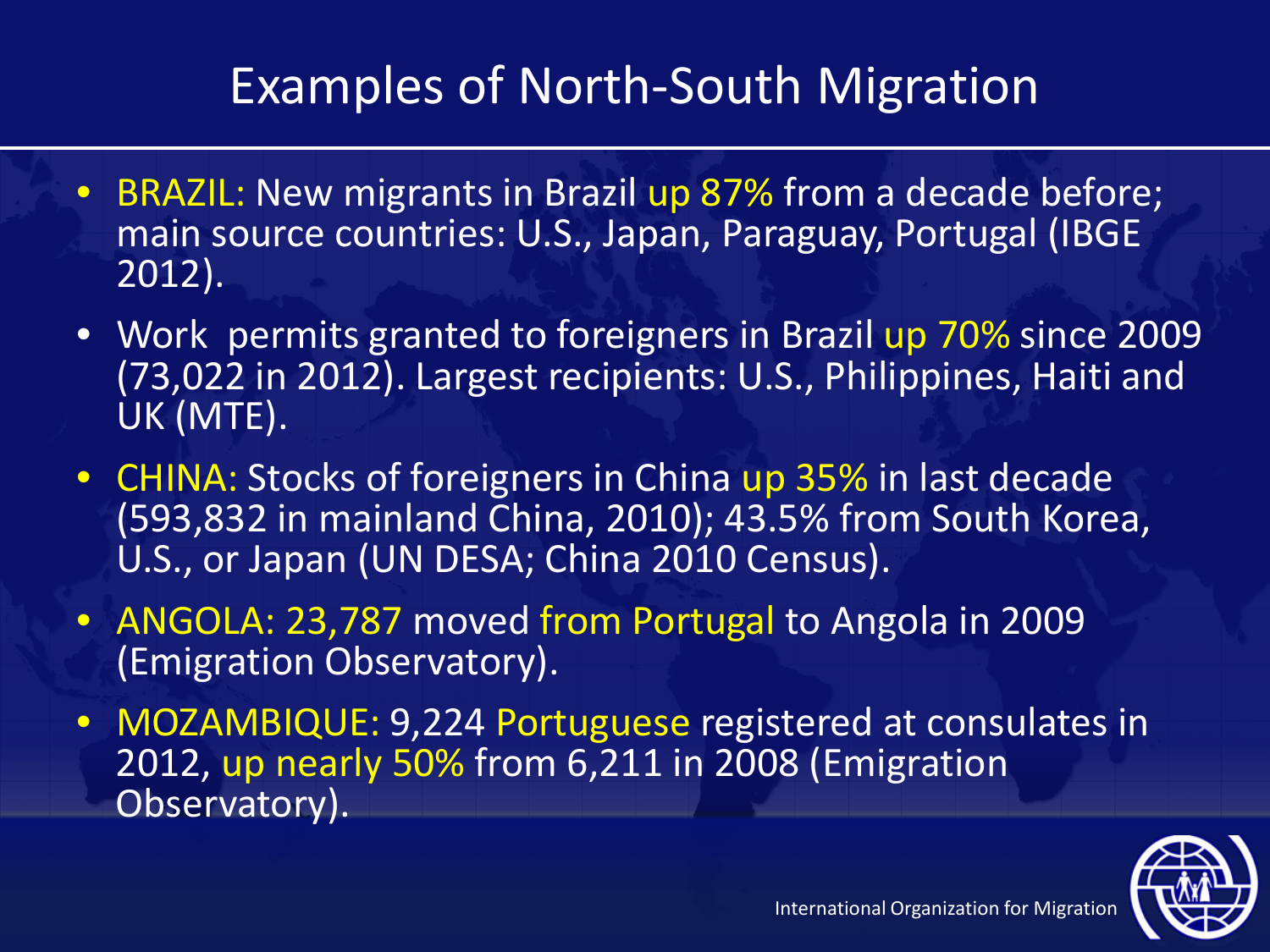# Examples of North-South Migration

- BRAZIL: New migrants in Brazil up 87% from a decade before; main source countries: U.S., Japan, Paraguay, Portugal (IBGE 2012).
- Work permits granted to foreigners in Brazil up 70% since 2009 (73,022 in 2012). Largest recipients: U.S., Philippines, Haiti and UK (MTE).
- CHINA: Stocks of foreigners in China up 35% in last decade (593,832 in mainland China, 2010); 43.5% from South Korea, U.S., or Japan (UN DESA; China 2010 Census).
- ANGOLA: 23,787 moved from Portugal to Angola in 2009 (Emigration Observatory).
- MOZAMBIQUE: 9,224 Portuguese registered at consulates in 2012, up nearly 50% from 6,211 in 2008 (Emigration Observatory).

International Organization for Migration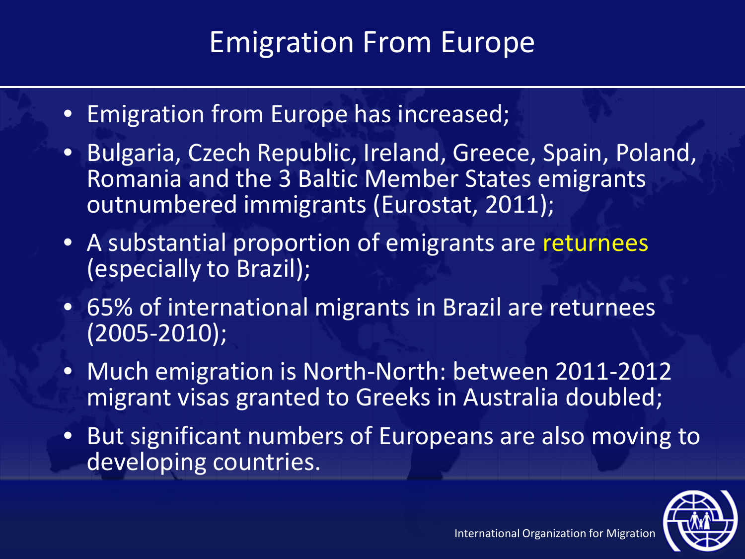# Emigration From Europe

- Emigration from Europe has increased;
- Bulgaria, Czech Republic, Ireland, Greece, Spain, Poland, Romania and the 3 Baltic Member States emigrants outnumbered immigrants (Eurostat, 2011);
- A substantial proportion of emigrants are returnees (especially to Brazil);
- 65% of international migrants in Brazil are returnees (2005-2010);
- Much emigration is North-North: between 2011-2012 migrant visas granted to Greeks in Australia doubled;
- But significant numbers of Europeans are also moving to developing countries.

International Organization for Migration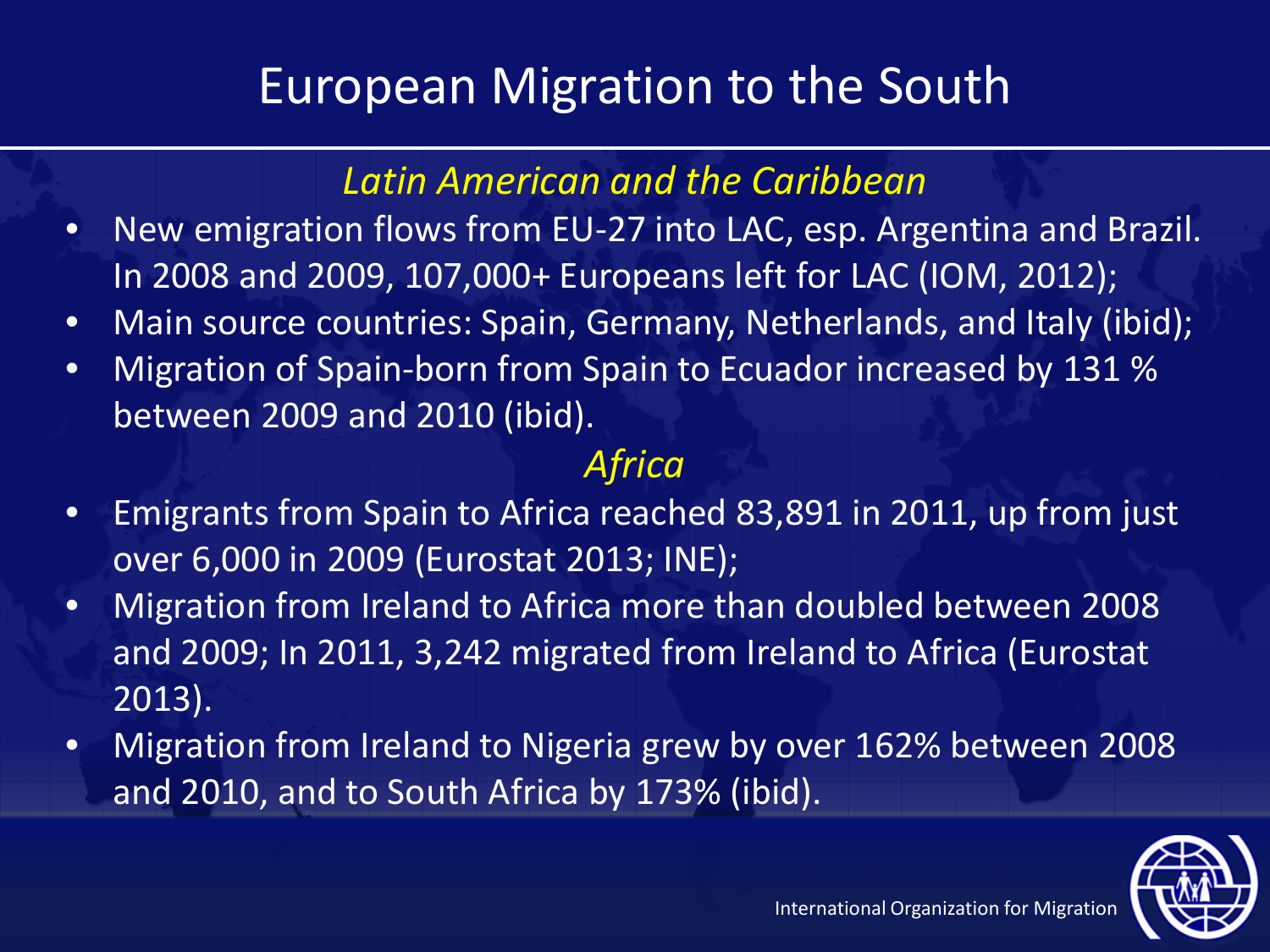# European Migration to the South

### *Latin American and the Caribbean*

- New emigration flows from EU-27 into LAC, esp. Argentina and Brazil. In 2008 and 2009, 107,000+ Europeans left for LAC (IOM, 2012);
- Main source countries: Spain, Germany, Netherlands, and Italy (ibid);
- Migration of Spain-born from Spain to Ecuador increased by 131 % between 2009 and 2010 (ibid).

### *Africa*

- Emigrants from Spain to Africa reached 83,891 in 2011, up from just over 6,000 in 2009 (Eurostat 2013; INE);
- Migration from Ireland to Africa more than doubled between 2008 and 2009; In 2011, 3,242 migrated from Ireland to Africa (Eurostat 2013).
- Migration from Ireland to Nigeria grew by over 162% between 2008 and 2010, and to South Africa by 173% (ibid).

International Organization for Migration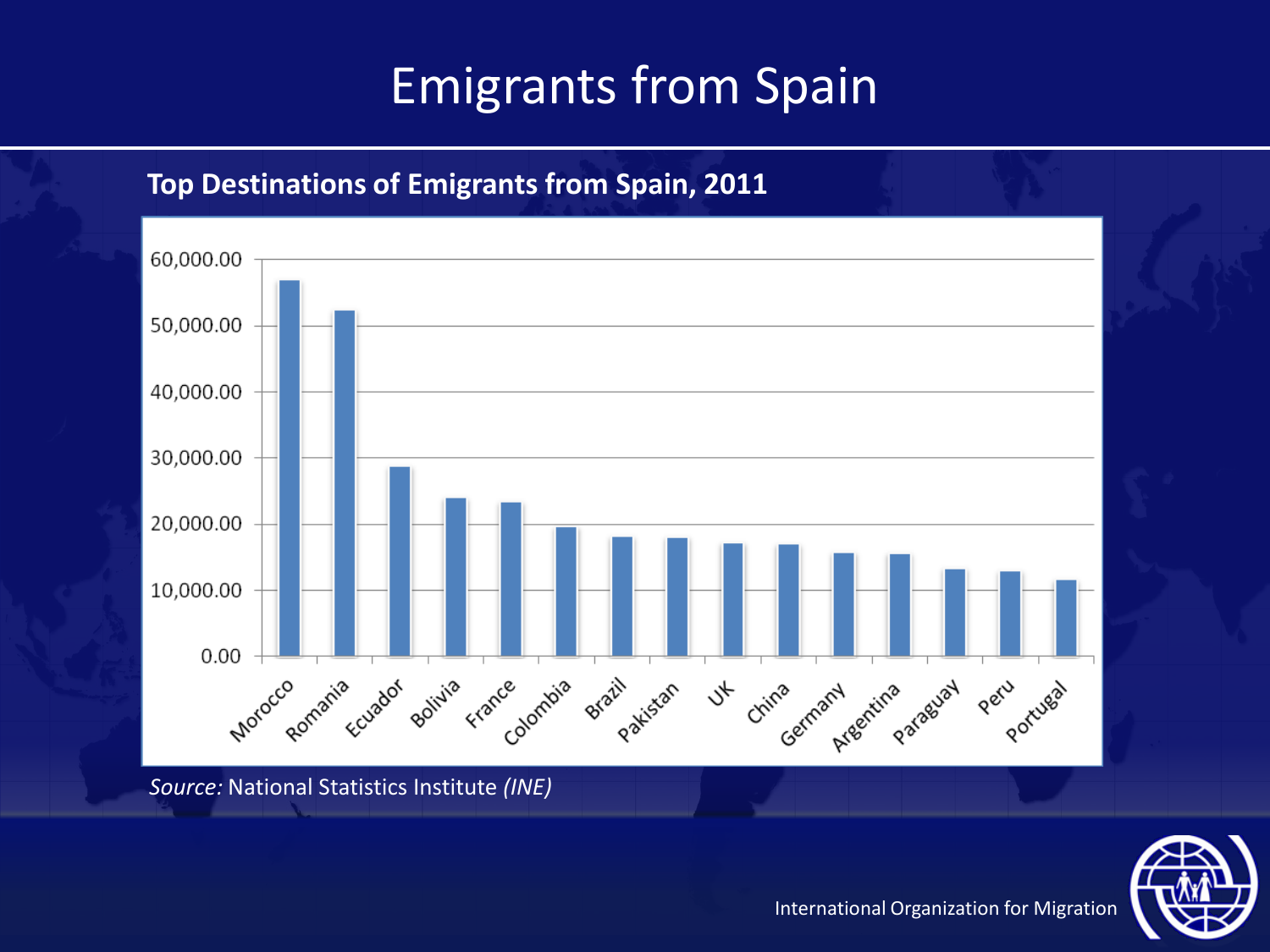# Emigrants from Spain

**Top Destinations of Emigrants from Spain, 2011**

| Country | Emigrants |
|---|---|
| Morocco | ~57,000 |
| Romania | ~52,000 |
| Ecuador | ~28,500 |
| Bolivia | ~24,000 |
| France | ~23,000 |
| Colombia | ~19,500 |
| Brazil | ~18,000 |
| Pakistan | ~18,000 |
| UK | ~17,000 |
| China | ~17,000 |
| Germany | ~15,500 |
| Argentina | ~15,500 |
| Paraguay | ~13,000 |
| Peru | ~13,000 |
| Portugal | ~11,500 |

*Source:* National Statistics Institute *(INE)*

International Organization for Migration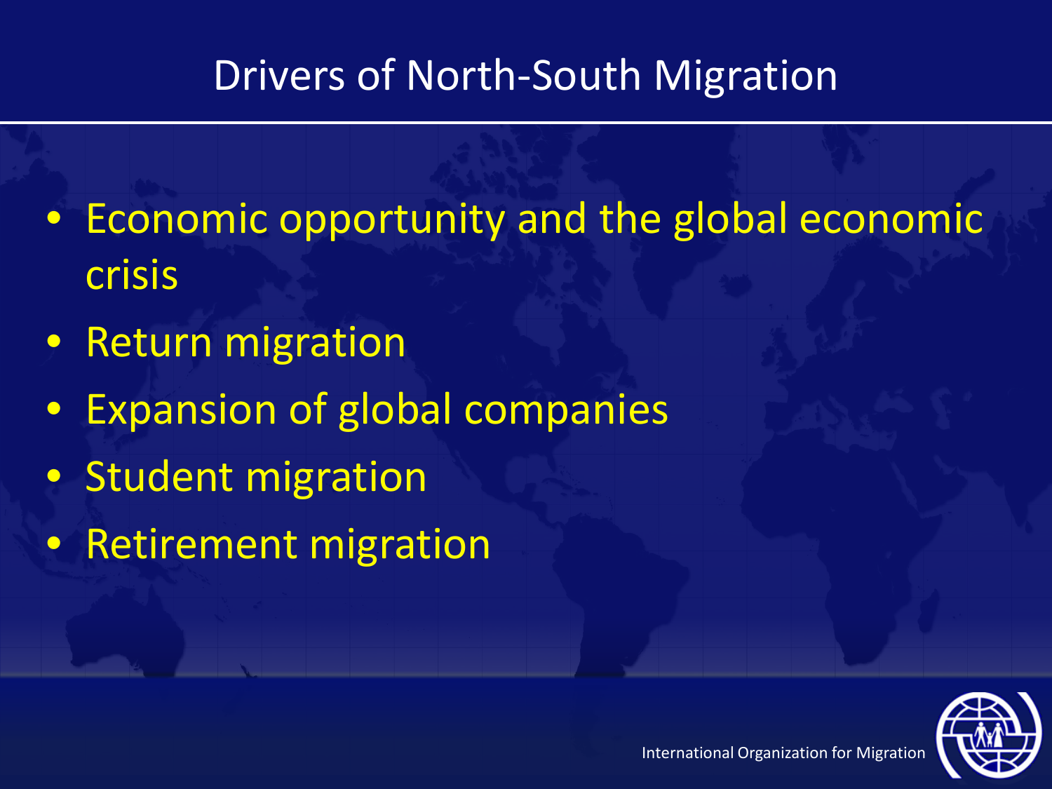# Drivers of North-South Migration

- Economic opportunity and the global economic crisis
- Return migration
- Expansion of global companies
- Student migration
- Retirement migration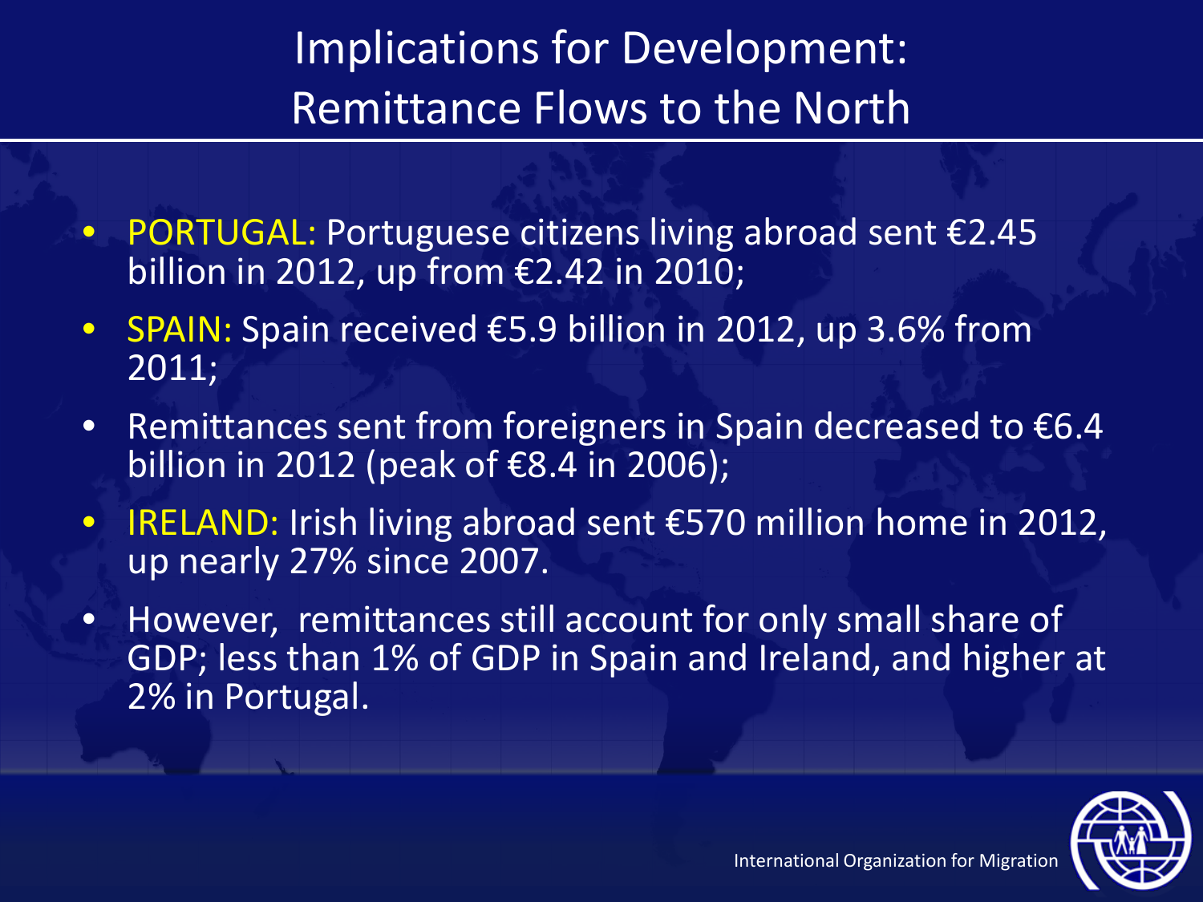# Implications for Development: Remittance Flows to the North

- PORTUGAL: Portuguese citizens living abroad sent €2.45 billion in 2012, up from €2.42 in 2010;
- SPAIN: Spain received €5.9 billion in 2012, up 3.6% from 2011;
- Remittances sent from foreigners in Spain decreased to €6.4 billion in 2012 (peak of €8.4 in 2006);
- IRELAND: Irish living abroad sent €570 million home in 2012, up nearly 27% since 2007.
- However, remittances still account for only small share of GDP; less than 1% of GDP in Spain and Ireland, and higher at 2% in Portugal.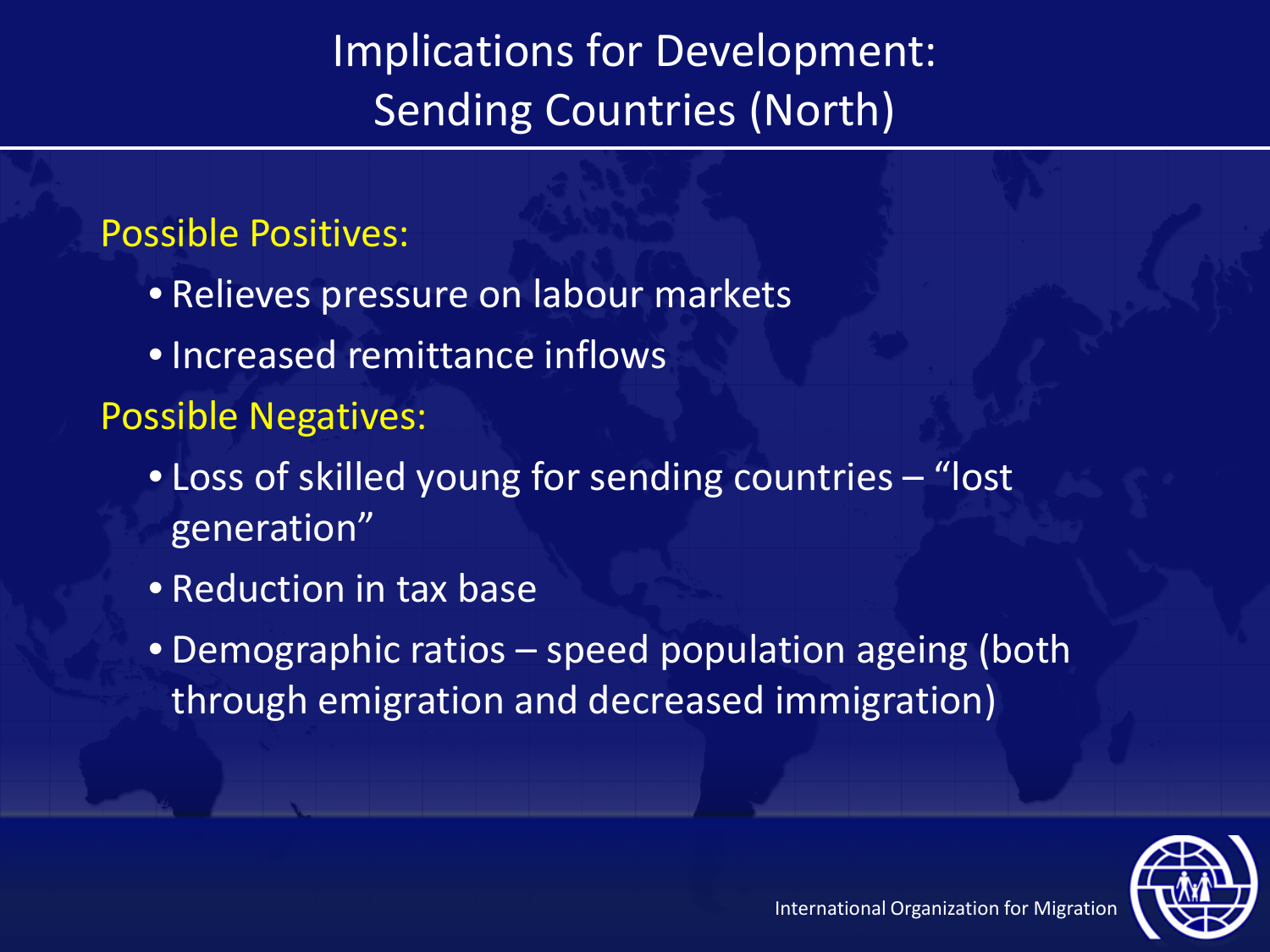# Implications for Development: Sending Countries (North)

Possible Positives:

- Relieves pressure on labour markets
- Increased remittance inflows

Possible Negatives:

- Loss of skilled young for sending countries – "lost generation"
- Reduction in tax base
- Demographic ratios – speed population ageing (both through emigration and decreased immigration)

International Organization for Migration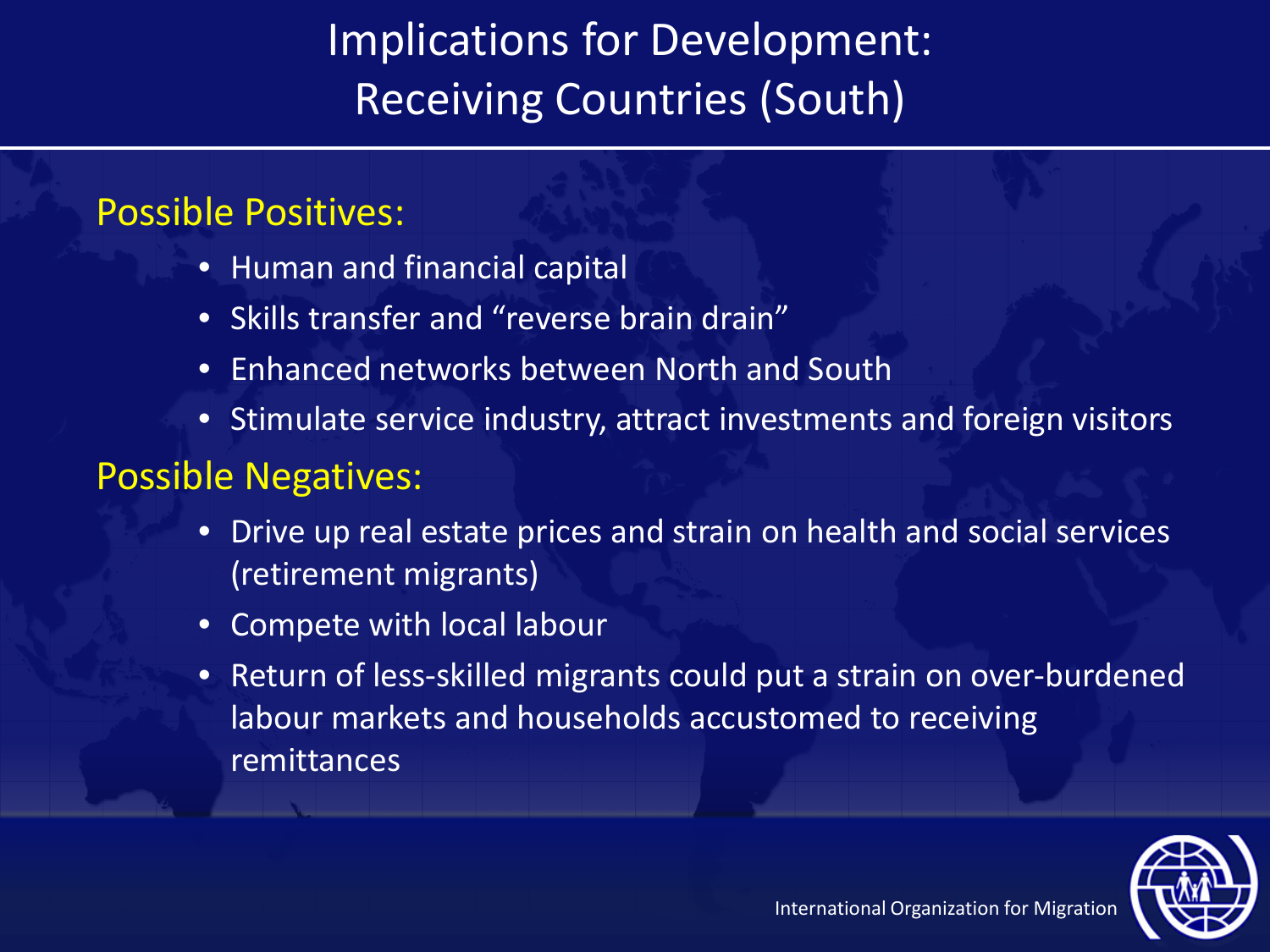# Implications for Development: Receiving Countries (South)

## Possible Positives:

- Human and financial capital
- Skills transfer and “reverse brain drain”
- Enhanced networks between North and South
- Stimulate service industry, attract investments and foreign visitors

## Possible Negatives:

- Drive up real estate prices and strain on health and social services (retirement migrants)
- Compete with local labour
- Return of less-skilled migrants could put a strain on over-burdened labour markets and households accustomed to receiving remittances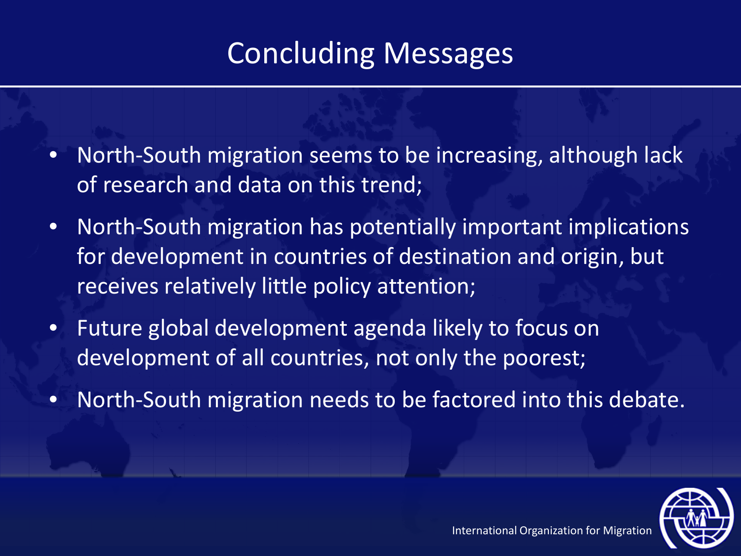# Concluding Messages

- North-South migration seems to be increasing, although lack of research and data on this trend;
- North-South migration has potentially important implications for development in countries of destination and origin, but receives relatively little policy attention;
- Future global development agenda likely to focus on development of all countries, not only the poorest;
- North-South migration needs to be factored into this debate.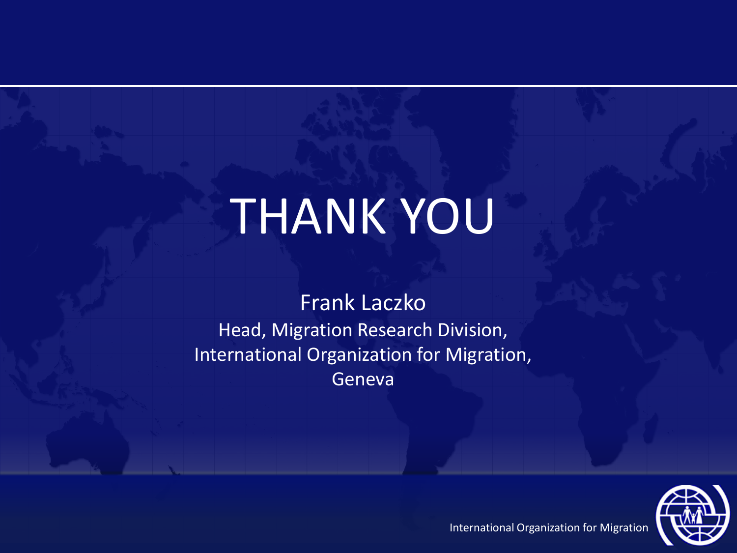# THANK YOU

Frank Laczko
Head, Migration Research Division,
International Organization for Migration,
Geneva

International Organization for Migration